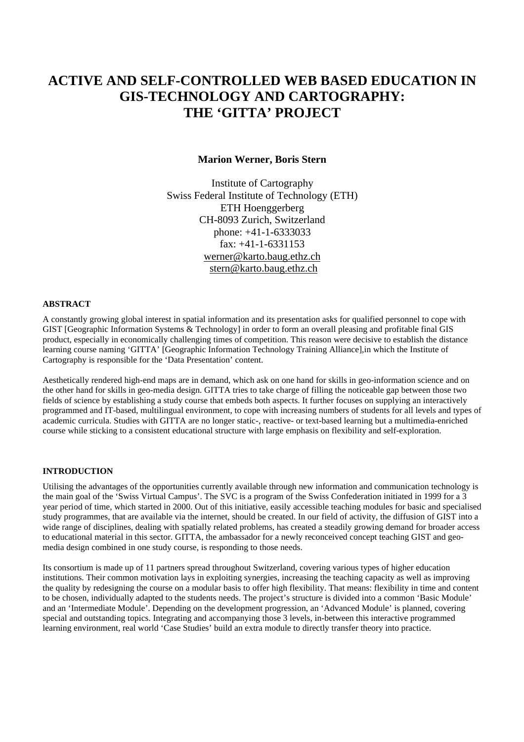# ACTIVE AND SELF-CONTROLLED WEB BASED EDUCATION IN GIS-TECHNOLOGY AND CARTOGRAPHY: THE 'GITTA' PROJECT

**Marion Werner, Boris Stern**

Institute of Cartography
Swiss Federal Institute of Technology (ETH)
ETH Hoenggerberg
CH-8093 Zurich, Switzerland
phone: +41-1-6333033
fax: +41-1-6331153
werner@karto.baug.ethz.ch
stern@karto.baug.ethz.ch

## ABSTRACT

A constantly growing global interest in spatial information and its presentation asks for qualified personnel to cope with GIST [Geographic Information Systems & Technology] in order to form an overall pleasing and profitable final GIS product, especially in economically challenging times of competition. This reason were decisive to establish the distance learning course naming 'GITTA' [Geographic Information Technology Training Alliance],in which the Institute of Cartography is responsible for the 'Data Presentation' content.

Aesthetically rendered high-end maps are in demand, which ask on one hand for skills in geo-information science and on the other hand for skills in geo-media design. GITTA tries to take charge of filling the noticeable gap between those two fields of science by establishing a study course that embeds both aspects. It further focuses on supplying an interactively programmed and IT-based, multilingual environment, to cope with increasing numbers of students for all levels and types of academic curricula. Studies with GITTA are no longer static-, reactive- or text-based learning but a multimedia-enriched course while sticking to a consistent educational structure with large emphasis on flexibility and self-exploration.

## INTRODUCTION

Utilising the advantages of the opportunities currently available through new information and communication technology is the main goal of the 'Swiss Virtual Campus'. The SVC is a program of the Swiss Confederation initiated in 1999 for a 3 year period of time, which started in 2000. Out of this initiative, easily accessible teaching modules for basic and specialised study programmes, that are available via the internet, should be created. In our field of activity, the diffusion of GIST into a wide range of disciplines, dealing with spatially related problems, has created a steadily growing demand for broader access to educational material in this sector. GITTA, the ambassador for a newly reconceived concept teaching GIST and geo-media design combined in one study course, is responding to those needs.

Its consortium is made up of 11 partners spread throughout Switzerland, covering various types of higher education institutions. Their common motivation lays in exploiting synergies, increasing the teaching capacity as well as improving the quality by redesigning the course on a modular basis to offer high flexibility. That means: flexibility in time and content to be chosen, individually adapted to the students needs. The project's structure is divided into a common 'Basic Module' and an 'Intermediate Module'. Depending on the development progression, an 'Advanced Module' is planned, covering special and outstanding topics. Integrating and accompanying those 3 levels, in-between this interactive programmed learning environment, real world 'Case Studies' build an extra module to directly transfer theory into practice.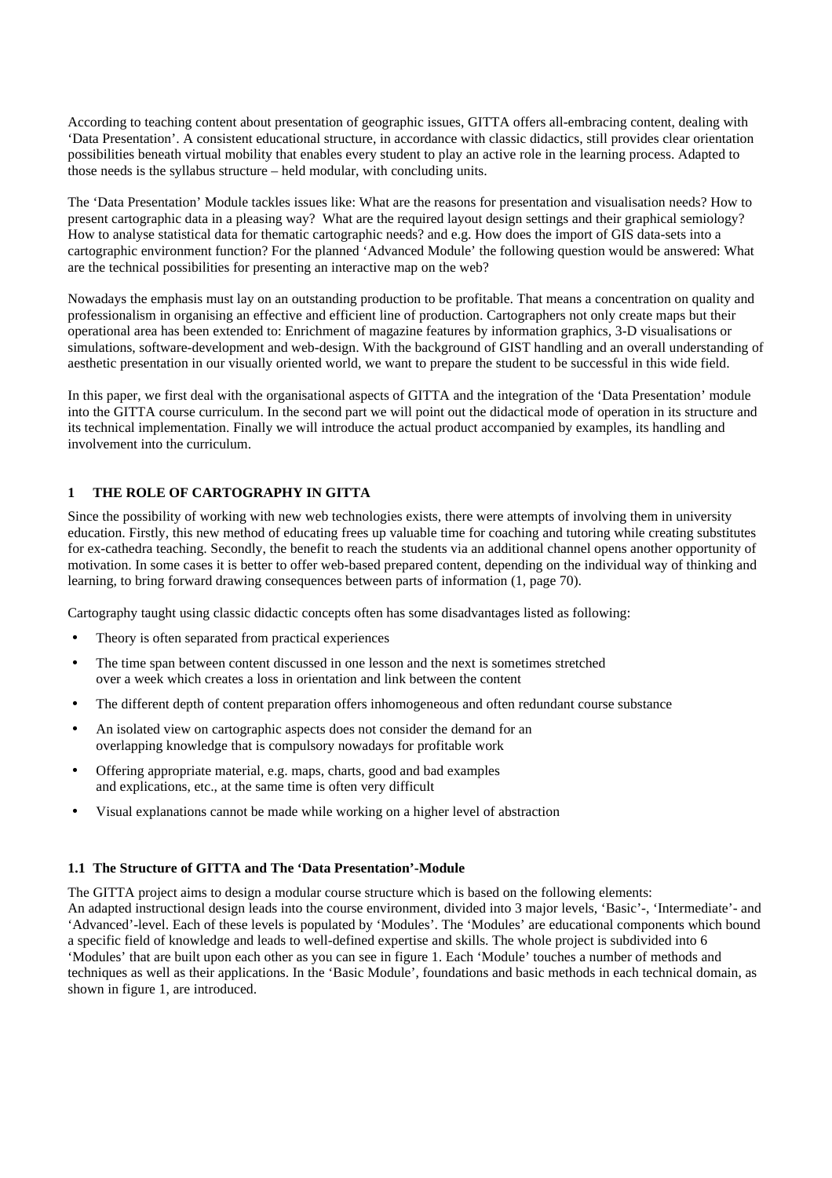According to teaching content about presentation of geographic issues, GITTA offers all-embracing content, dealing with 'Data Presentation'. A consistent educational structure, in accordance with classic didactics, still provides clear orientation possibilities beneath virtual mobility that enables every student to play an active role in the learning process. Adapted to those needs is the syllabus structure – held modular, with concluding units.

The 'Data Presentation' Module tackles issues like: What are the reasons for presentation and visualisation needs? How to present cartographic data in a pleasing way? What are the required layout design settings and their graphical semiology? How to analyse statistical data for thematic cartographic needs? and e.g. How does the import of GIS data-sets into a cartographic environment function? For the planned 'Advanced Module' the following question would be answered: What are the technical possibilities for presenting an interactive map on the web?

Nowadays the emphasis must lay on an outstanding production to be profitable. That means a concentration on quality and professionalism in organising an effective and efficient line of production. Cartographers not only create maps but their operational area has been extended to: Enrichment of magazine features by information graphics, 3-D visualisations or simulations, software-development and web-design. With the background of GIST handling and an overall understanding of aesthetic presentation in our visually oriented world, we want to prepare the student to be successful in this wide field.

In this paper, we first deal with the organisational aspects of GITTA and the integration of the 'Data Presentation' module into the GITTA course curriculum. In the second part we will point out the didactical mode of operation in its structure and its technical implementation. Finally we will introduce the actual product accompanied by examples, its handling and involvement into the curriculum.

## 1 THE ROLE OF CARTOGRAPHY IN GITTA

Since the possibility of working with new web technologies exists, there were attempts of involving them in university education. Firstly, this new method of educating frees up valuable time for coaching and tutoring while creating substitutes for ex-cathedra teaching. Secondly, the benefit to reach the students via an additional channel opens another opportunity of motivation. In some cases it is better to offer web-based prepared content, depending on the individual way of thinking and learning, to bring forward drawing consequences between parts of information (1, page 70).

Cartography taught using classic didactic concepts often has some disadvantages listed as following:

- Theory is often separated from practical experiences
- The time span between content discussed in one lesson and the next is sometimes stretched over a week which creates a loss in orientation and link between the content
- The different depth of content preparation offers inhomogeneous and often redundant course substance
- An isolated view on cartographic aspects does not consider the demand for an overlapping knowledge that is compulsory nowadays for profitable work
- Offering appropriate material, e.g. maps, charts, good and bad examples and explications, etc., at the same time is often very difficult
- Visual explanations cannot be made while working on a higher level of abstraction

### 1.1 The Structure of GITTA and The 'Data Presentation'-Module

The GITTA project aims to design a modular course structure which is based on the following elements:
An adapted instructional design leads into the course environment, divided into 3 major levels, 'Basic'-, 'Intermediate'- and 'Advanced'-level. Each of these levels is populated by 'Modules'. The 'Modules' are educational components which bound a specific field of knowledge and leads to well-defined expertise and skills. The whole project is subdivided into 6 'Modules' that are built upon each other as you can see in figure 1. Each 'Module' touches a number of methods and techniques as well as their applications. In the 'Basic Module', foundations and basic methods in each technical domain, as shown in figure 1, are introduced.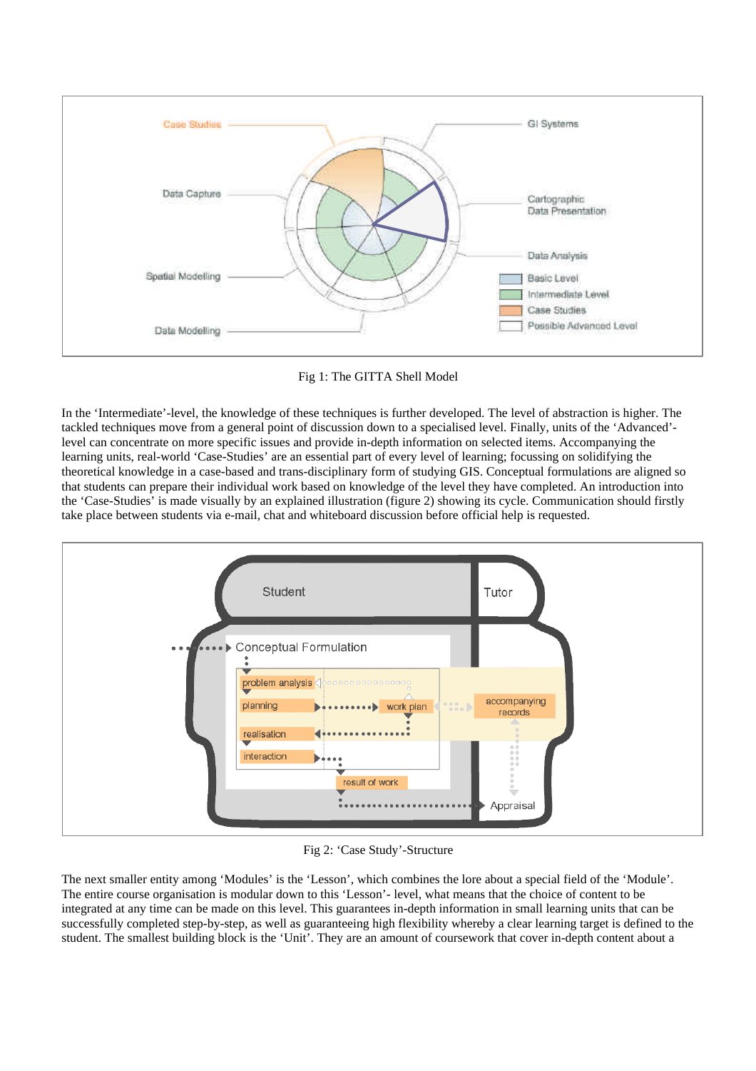Fig 1: The GITTA Shell Model

In the 'Intermediate'-level, the knowledge of these techniques is further developed. The level of abstraction is higher. The tackled techniques move from a general point of discussion down to a specialised level. Finally, units of the 'Advanced'-level can concentrate on more specific issues and provide in-depth information on selected items. Accompanying the learning units, real-world 'Case-Studies' are an essential part of every level of learning; focussing on solidifying the theoretical knowledge in a case-based and trans-disciplinary form of studying GIS. Conceptual formulations are aligned so that students can prepare their individual work based on knowledge of the level they have completed. An introduction into the 'Case-Studies' is made visually by an explained illustration (figure 2) showing its cycle. Communication should firstly take place between students via e-mail, chat and whiteboard discussion before official help is requested.

Fig 2: 'Case Study'-Structure

The next smaller entity among 'Modules' is the 'Lesson', which combines the lore about a special field of the 'Module'. The entire course organisation is modular down to this 'Lesson'- level, what means that the choice of content to be integrated at any time can be made on this level. This guarantees in-depth information in small learning units that can be successfully completed step-by-step, as well as guaranteeing high flexibility whereby a clear learning target is defined to the student. The smallest building block is the 'Unit'. They are an amount of coursework that cover in-depth content about a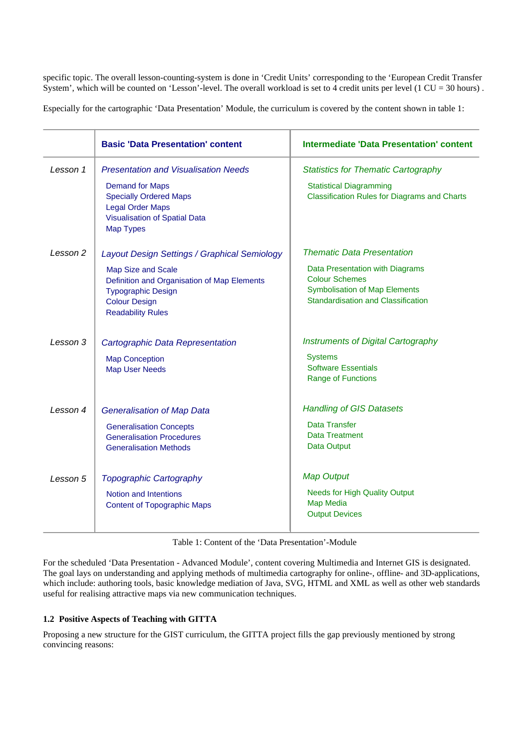specific topic. The overall lesson-counting-system is done in 'Credit Units' corresponding to the 'European Credit Transfer System', which will be counted on 'Lesson'-level. The overall workload is set to 4 credit units per level (1 CU = 30 hours) .

Especially for the cartographic 'Data Presentation' Module, the curriculum is covered by the content shown in table 1:

| | **Basic 'Data Presentation' content** | **Intermediate 'Data Presentation' content** |
|---|---|---|
| *Lesson 1* | *Presentation and Visualisation Needs*<br>Demand for Maps<br>Specially Ordered Maps<br>Legal Order Maps<br>Visualisation of Spatial Data<br>Map Types | *Statistics for Thematic Cartography*<br>Statistical Diagramming<br>Classification Rules for Diagrams and Charts |
| *Lesson 2* | *Layout Design Settings / Graphical Semiology*<br>Map Size and Scale<br>Definition and Organisation of Map Elements<br>Typographic Design<br>Colour Design<br>Readability Rules | *Thematic Data Presentation*<br>Data Presentation with Diagrams<br>Colour Schemes<br>Symbolisation of Map Elements<br>Standardisation and Classification |
| *Lesson 3* | *Cartographic Data Representation*<br>Map Conception<br>Map User Needs | *Instruments of Digital Cartography*<br>Systems<br>Software Essentials<br>Range of Functions |
| *Lesson 4* | *Generalisation of Map Data*<br>Generalisation Concepts<br>Generalisation Procedures<br>Generalisation Methods | *Handling of GIS Datasets*<br>Data Transfer<br>Data Treatment<br>Data Output |
| *Lesson 5* | *Topographic Cartography*<br>Notion and Intentions<br>Content of Topographic Maps | *Map Output*<br>Needs for High Quality Output<br>Map Media<br>Output Devices |

Table 1: Content of the 'Data Presentation'-Module

For the scheduled 'Data Presentation - Advanced Module', content covering Multimedia and Internet GIS is designated. The goal lays on understanding and applying methods of multimedia cartography for online-, offline- and 3D-applications, which include: authoring tools, basic knowledge mediation of Java, SVG, HTML and XML as well as other web standards useful for realising attractive maps via new communication techniques.

### 1.2 Positive Aspects of Teaching with GITTA

Proposing a new structure for the GIST curriculum, the GITTA project fills the gap previously mentioned by strong convincing reasons: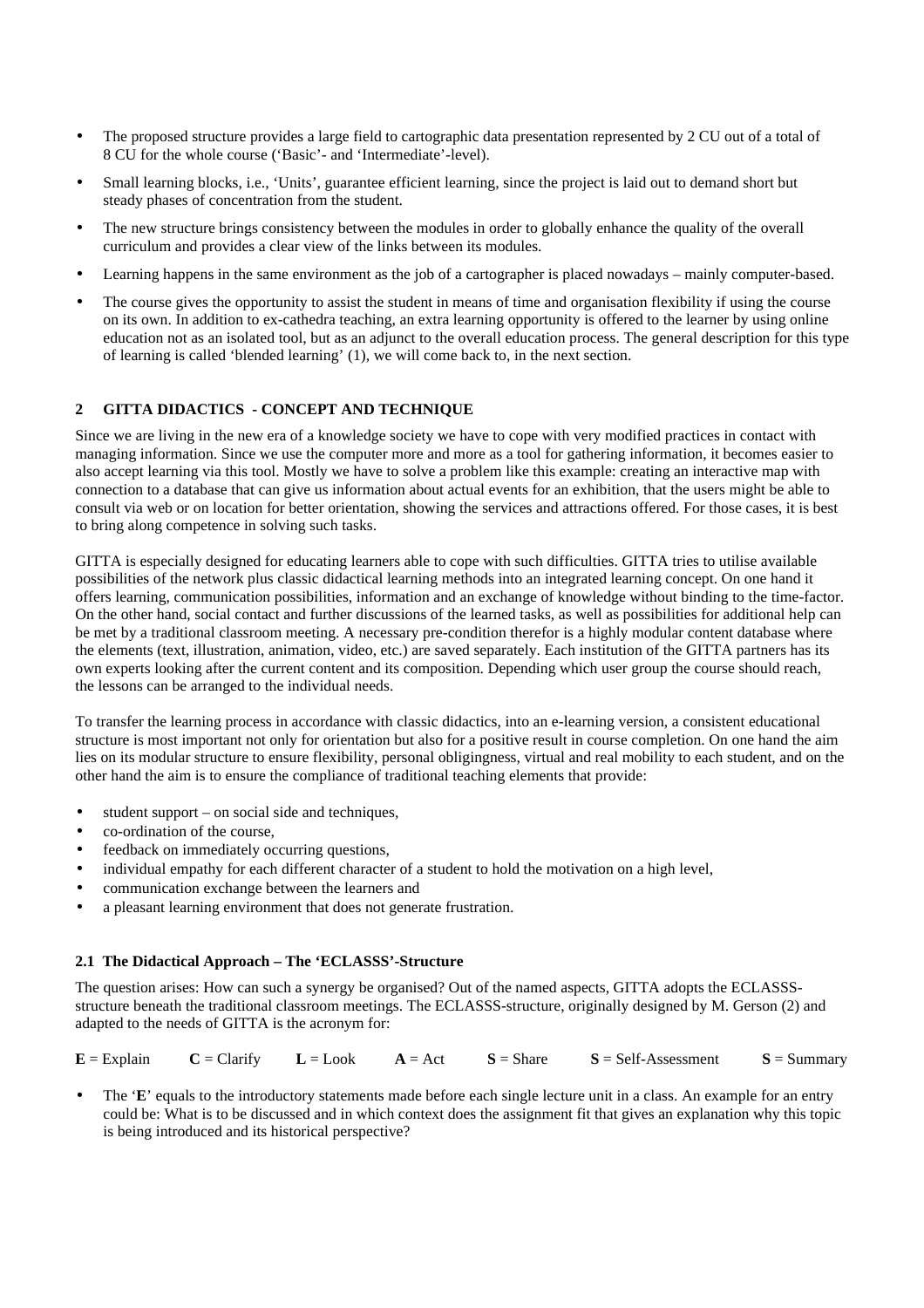- The proposed structure provides a large field to cartographic data presentation represented by 2 CU out of a total of 8 CU for the whole course ('Basic'- and 'Intermediate'-level).
- Small learning blocks, i.e., 'Units', guarantee efficient learning, since the project is laid out to demand short but steady phases of concentration from the student.
- The new structure brings consistency between the modules in order to globally enhance the quality of the overall curriculum and provides a clear view of the links between its modules.
- Learning happens in the same environment as the job of a cartographer is placed nowadays – mainly computer-based.
- The course gives the opportunity to assist the student in means of time and organisation flexibility if using the course on its own. In addition to ex-cathedra teaching, an extra learning opportunity is offered to the learner by using online education not as an isolated tool, but as an adjunct to the overall education process. The general description for this type of learning is called 'blended learning' (1), we will come back to, in the next section.

## 2 GITTA DIDACTICS - CONCEPT AND TECHNIQUE

Since we are living in the new era of a knowledge society we have to cope with very modified practices in contact with managing information. Since we use the computer more and more as a tool for gathering information, it becomes easier to also accept learning via this tool. Mostly we have to solve a problem like this example: creating an interactive map with connection to a database that can give us information about actual events for an exhibition, that the users might be able to consult via web or on location for better orientation, showing the services and attractions offered. For those cases, it is best to bring along competence in solving such tasks.

GITTA is especially designed for educating learners able to cope with such difficulties. GITTA tries to utilise available possibilities of the network plus classic didactical learning methods into an integrated learning concept. On one hand it offers learning, communication possibilities, information and an exchange of knowledge without binding to the time-factor. On the other hand, social contact and further discussions of the learned tasks, as well as possibilities for additional help can be met by a traditional classroom meeting. A necessary pre-condition therefor is a highly modular content database where the elements (text, illustration, animation, video, etc.) are saved separately. Each institution of the GITTA partners has its own experts looking after the current content and its composition. Depending which user group the course should reach, the lessons can be arranged to the individual needs.

To transfer the learning process in accordance with classic didactics, into an e-learning version, a consistent educational structure is most important not only for orientation but also for a positive result in course completion. On one hand the aim lies on its modular structure to ensure flexibility, personal obligingness, virtual and real mobility to each student, and on the other hand the aim is to ensure the compliance of traditional teaching elements that provide:

- student support – on social side and techniques,
- co-ordination of the course,
- feedback on immediately occurring questions,
- individual empathy for each different character of a student to hold the motivation on a high level,
- communication exchange between the learners and
- a pleasant learning environment that does not generate frustration.

### 2.1 The Didactical Approach – The 'ECLASSS'-Structure

The question arises: How can such a synergy be organised? Out of the named aspects, GITTA adopts the ECLASSS-structure beneath the traditional classroom meetings. The ECLASSS-structure, originally designed by M. Gerson (2) and adapted to the needs of GITTA is the acronym for:

**E** = Explain  **C** = Clarify  **L** = Look  **A** = Act  **S** = Share  **S** = Self-Assessment  **S** = Summary

- The '**E**' equals to the introductory statements made before each single lecture unit in a class. An example for an entry could be: What is to be discussed and in which context does the assignment fit that gives an explanation why this topic is being introduced and its historical perspective?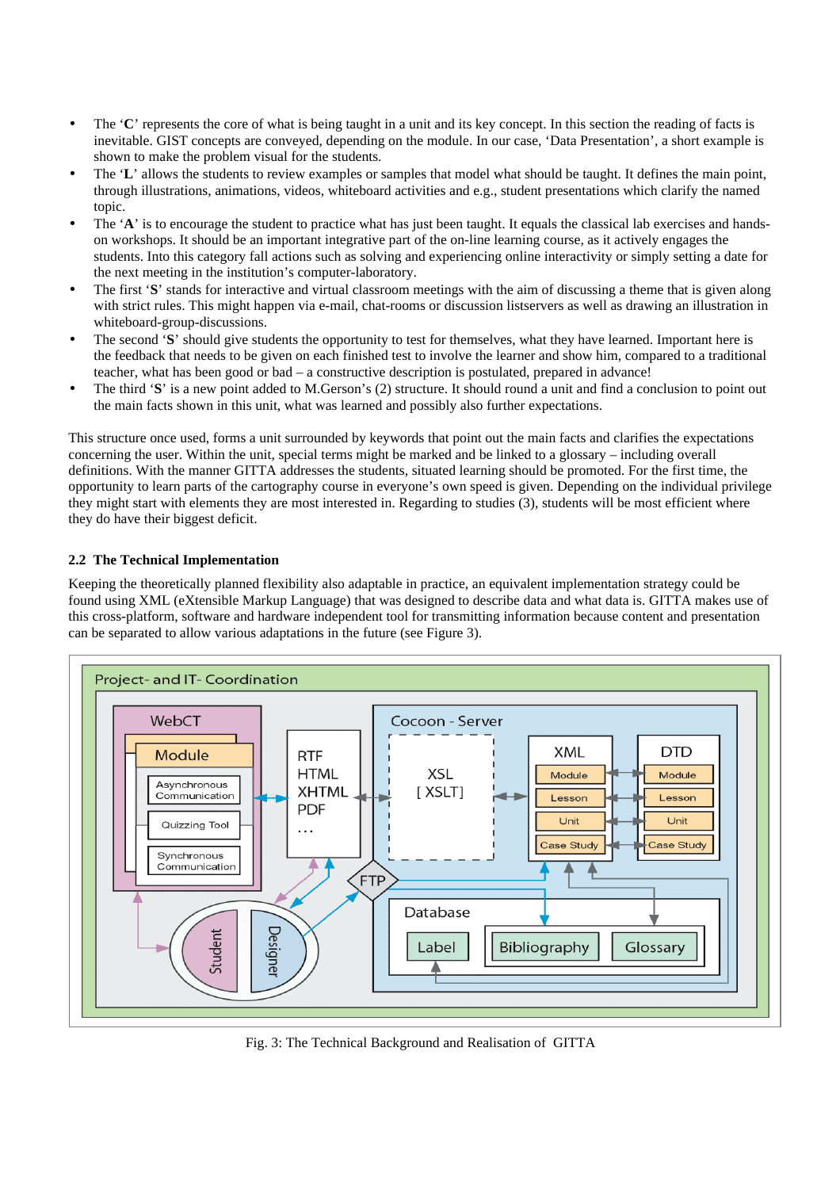- The '**C**' represents the core of what is being taught in a unit and its key concept. In this section the reading of facts is inevitable. GIST concepts are conveyed, depending on the module. In our case, 'Data Presentation', a short example is shown to make the problem visual for the students.
- The '**L**' allows the students to review examples or samples that model what should be taught. It defines the main point, through illustrations, animations, videos, whiteboard activities and e.g., student presentations which clarify the named topic.
- The '**A**' is to encourage the student to practice what has just been taught. It equals the classical lab exercises and hands-on workshops. It should be an important integrative part of the on-line learning course, as it actively engages the students. Into this category fall actions such as solving and experiencing online interactivity or simply setting a date for the next meeting in the institution's computer-laboratory.
- The first '**S**' stands for interactive and virtual classroom meetings with the aim of discussing a theme that is given along with strict rules. This might happen via e-mail, chat-rooms or discussion listservers as well as drawing an illustration in whiteboard-group-discussions.
- The second '**S**' should give students the opportunity to test for themselves, what they have learned. Important here is the feedback that needs to be given on each finished test to involve the learner and show him, compared to a traditional teacher, what has been good or bad – a constructive description is postulated, prepared in advance!
- The third '**S**' is a new point added to M.Gerson's (2) structure. It should round a unit and find a conclusion to point out the main facts shown in this unit, what was learned and possibly also further expectations.

This structure once used, forms a unit surrounded by keywords that point out the main facts and clarifies the expectations concerning the user. Within the unit, special terms might be marked and be linked to a glossary – including overall definitions. With the manner GITTA addresses the students, situated learning should be promoted. For the first time, the opportunity to learn parts of the cartography course in everyone's own speed is given. Depending on the individual privilege they might start with elements they are most interested in. Regarding to studies (3), students will be most efficient where they do have their biggest deficit.

### 2.2 The Technical Implementation

Keeping the theoretically planned flexibility also adaptable in practice, an equivalent implementation strategy could be found using XML (eXtensible Markup Language) that was designed to describe data and what data is. GITTA makes use of this cross-platform, software and hardware independent tool for transmitting information because content and presentation can be separated to allow various adaptations in the future (see Figure 3).

Fig. 3: The Technical Background and Realisation of GITTA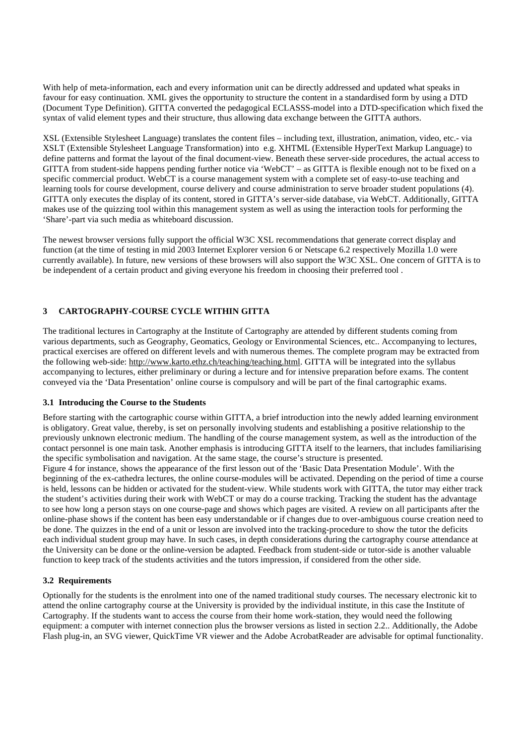With help of meta-information, each and every information unit can be directly addressed and updated what speaks in favour for easy continuation. XML gives the opportunity to structure the content in a standardised form by using a DTD (Document Type Definition). GITTA converted the pedagogical ECLASSS-model into a DTD-specification which fixed the syntax of valid element types and their structure, thus allowing data exchange between the GITTA authors.

XSL (Extensible Stylesheet Language) translates the content files – including text, illustration, animation, video, etc.- via XSLT (Extensible Stylesheet Language Transformation) into e.g. XHTML (Extensible HyperText Markup Language) to define patterns and format the layout of the final document-view. Beneath these server-side procedures, the actual access to GITTA from student-side happens pending further notice via 'WebCT' – as GITTA is flexible enough not to be fixed on a specific commercial product. WebCT is a course management system with a complete set of easy-to-use teaching and learning tools for course development, course delivery and course administration to serve broader student populations (4). GITTA only executes the display of its content, stored in GITTA's server-side database, via WebCT. Additionally, GITTA makes use of the quizzing tool within this management system as well as using the interaction tools for performing the 'Share'-part via such media as whiteboard discussion.

The newest browser versions fully support the official W3C XSL recommendations that generate correct display and function (at the time of testing in mid 2003 Internet Explorer version 6 or Netscape 6.2 respectively Mozilla 1.0 were currently available). In future, new versions of these browsers will also support the W3C XSL. One concern of GITTA is to be independent of a certain product and giving everyone his freedom in choosing their preferred tool .

## 3 CARTOGRAPHY-COURSE CYCLE WITHIN GITTA

The traditional lectures in Cartography at the Institute of Cartography are attended by different students coming from various departments, such as Geography, Geomatics, Geology or Environmental Sciences, etc.. Accompanying to lectures, practical exercises are offered on different levels and with numerous themes. The complete program may be extracted from the following web-side: http://www.karto.ethz.ch/teaching/teaching.html. GITTA will be integrated into the syllabus accompanying to lectures, either preliminary or during a lecture and for intensive preparation before exams. The content conveyed via the 'Data Presentation' online course is compulsory and will be part of the final cartographic exams.

### 3.1 Introducing the Course to the Students

Before starting with the cartographic course within GITTA, a brief introduction into the newly added learning environment is obligatory. Great value, thereby, is set on personally involving students and establishing a positive relationship to the previously unknown electronic medium. The handling of the course management system, as well as the introduction of the contact personnel is one main task. Another emphasis is introducing GITTA itself to the learners, that includes familiarising the specific symbolisation and navigation. At the same stage, the course's structure is presented.

Figure 4 for instance, shows the appearance of the first lesson out of the 'Basic Data Presentation Module'. With the beginning of the ex-cathedra lectures, the online course-modules will be activated. Depending on the period of time a course is held, lessons can be hidden or activated for the student-view. While students work with GITTA, the tutor may either track the student's activities during their work with WebCT or may do a course tracking. Tracking the student has the advantage to see how long a person stays on one course-page and shows which pages are visited. A review on all participants after the online-phase shows if the content has been easy understandable or if changes due to over-ambiguous course creation need to be done. The quizzes in the end of a unit or lesson are involved into the tracking-procedure to show the tutor the deficits each individual student group may have. In such cases, in depth considerations during the cartography course attendance at the University can be done or the online-version be adapted. Feedback from student-side or tutor-side is another valuable function to keep track of the students activities and the tutors impression, if considered from the other side.

### 3.2 Requirements

Optionally for the students is the enrolment into one of the named traditional study courses. The necessary electronic kit to attend the online cartography course at the University is provided by the individual institute, in this case the Institute of Cartography. If the students want to access the course from their home work-station, they would need the following equipment: a computer with internet connection plus the browser versions as listed in section 2.2.. Additionally, the Adobe Flash plug-in, an SVG viewer, QuickTime VR viewer and the Adobe AcrobatReader are advisable for optimal functionality.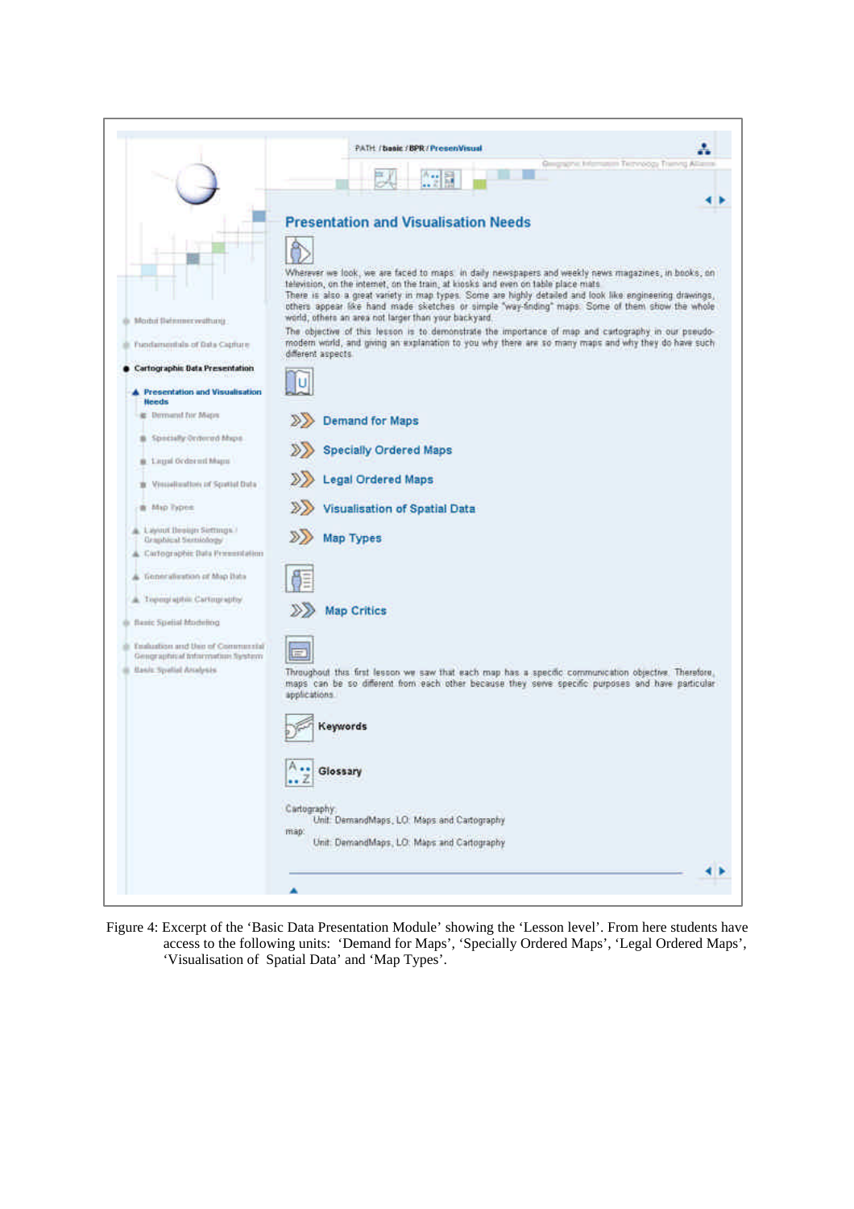PATH: /basic / BPR / PresenVisual

## Presentation and Visualisation Needs

Wherever we look, we are faced to maps: in daily newspapers and weekly news magazines, in books, on television, on the internet, on the train, at kiosks and even on table place mats.
There is also a great variety in map types. Some are highly detailed and look like engineering drawings, others appear like hand made sketches or simple "way-finding" maps. Some of them show the whole world, others an area not larger than your backyard.

The objective of this lesson is to demonstrate the importance of map and cartography in our pseudo-modern world, and giving an explanation to you why there are so many maps and why they do have such different aspects.

- Demand for Maps
- Specially Ordered Maps
- Legal Ordered Maps
- Visualisation of Spatial Data
- Map Types

- Map Critics

Throughout this first lesson we saw that each map has a specific communication objective. Therefore, maps can be so different from each other because they serve specific purposes and have particular applications.

**Keywords**

**Glossary**

Cartography:
Unit: DemandMaps, LO: Maps and Cartography
map:
Unit: DemandMaps, LO: Maps and Cartography

Figure 4: Excerpt of the 'Basic Data Presentation Module' showing the 'Lesson level'. From here students have access to the following units: 'Demand for Maps', 'Specially Ordered Maps', 'Legal Ordered Maps', 'Visualisation of Spatial Data' and 'Map Types'.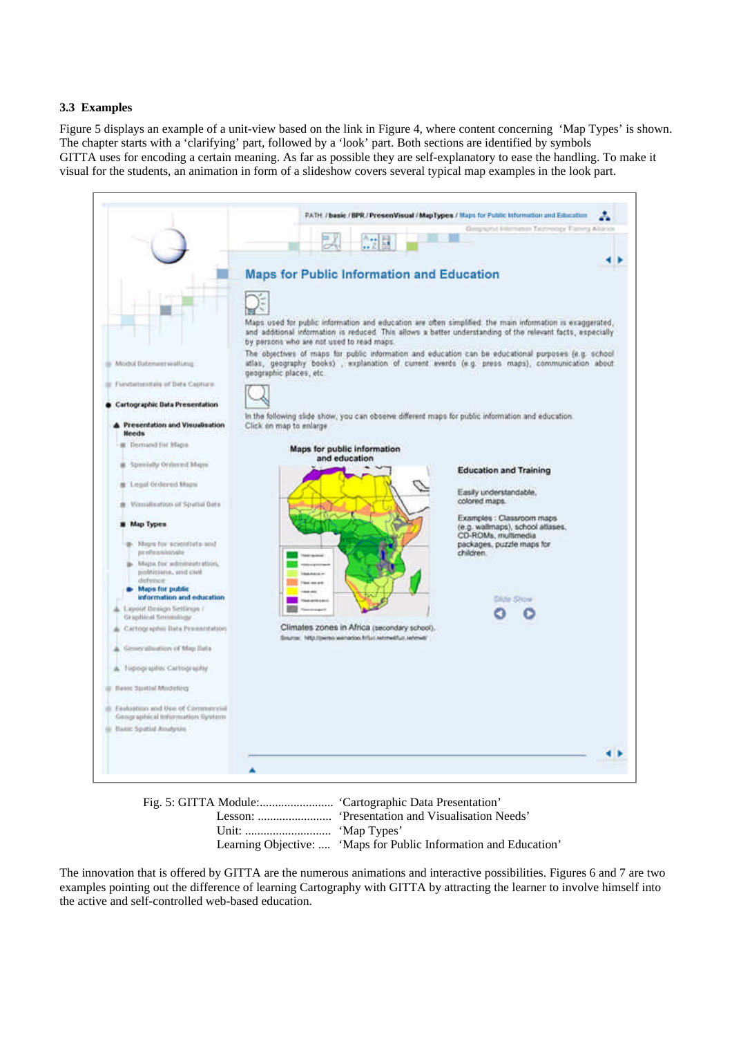### 3.3 Examples

Figure 5 displays an example of a unit-view based on the link in Figure 4, where content concerning 'Map Types' is shown. The chapter starts with a 'clarifying' part, followed by a 'look' part. Both sections are identified by symbols GITTA uses for encoding a certain meaning. As far as possible they are self-explanatory to ease the handling. To make it visual for the students, an animation in form of a slideshow covers several typical map examples in the look part.

Fig. 5: GITTA Module:........................ 'Cartographic Data Presentation'
Lesson: ........................ 'Presentation and Visualisation Needs'
Unit: ............................ 'Map Types'
Learning Objective: .... 'Maps for Public Information and Education'

The innovation that is offered by GITTA are the numerous animations and interactive possibilities. Figures 6 and 7 are two examples pointing out the difference of learning Cartography with GITTA by attracting the learner to involve himself into the active and self-controlled web-based education.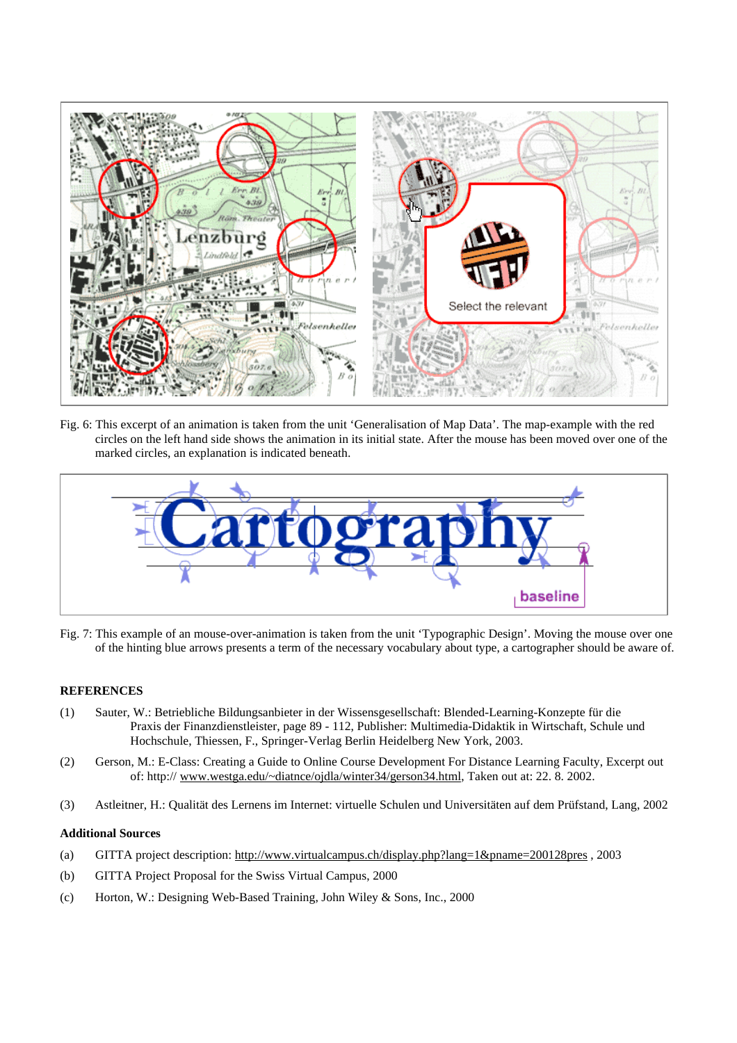Fig. 6: This excerpt of an animation is taken from the unit 'Generalisation of Map Data'. The map-example with the red circles on the left hand side shows the animation in its initial state. After the mouse has been moved over one of the marked circles, an explanation is indicated beneath.

Fig. 7: This example of an mouse-over-animation is taken from the unit 'Typographic Design'. Moving the mouse over one of the hinting blue arrows presents a term of the necessary vocabulary about type, a cartographer should be aware of.

## REFERENCES

(1) Sauter, W.: Betriebliche Bildungsanbieter in der Wissensgesellschaft: Blended-Learning-Konzepte für die Praxis der Finanzdienstleister, page 89 - 112, Publisher: Multimedia-Didaktik in Wirtschaft, Schule und Hochschule, Thiessen, F., Springer-Verlag Berlin Heidelberg New York, 2003.

(2) Gerson, M.: E-Class: Creating a Guide to Online Course Development For Distance Learning Faculty, Excerpt out of: http:// www.westga.edu/~diatnce/ojdla/winter34/gerson34.html, Taken out at: 22. 8. 2002.

(3) Astleitner, H.: Qualität des Lernens im Internet: virtuelle Schulen und Universitäten auf dem Prüfstand, Lang, 2002

### Additional Sources

(a) GITTA project description: http://www.virtualcampus.ch/display.php?lang=1&pname=200128pres , 2003

(b) GITTA Project Proposal for the Swiss Virtual Campus, 2000

(c) Horton, W.: Designing Web-Based Training, John Wiley & Sons, Inc., 2000